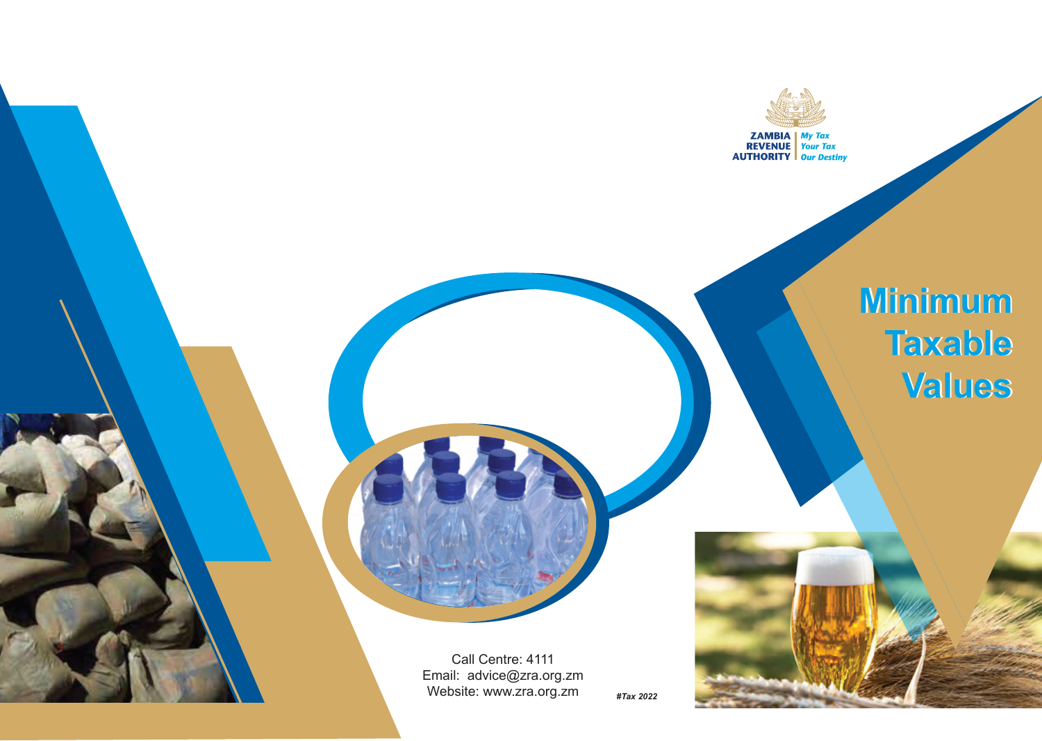ZAMBIA REVENUE AUTHORITY

*My Tax Your Tax Our Destiny*

# Minimum Taxable Values

Call Centre: 4111
Email: advice@zra.org.zm
Website: www.zra.org.zm

*#Tax 2022*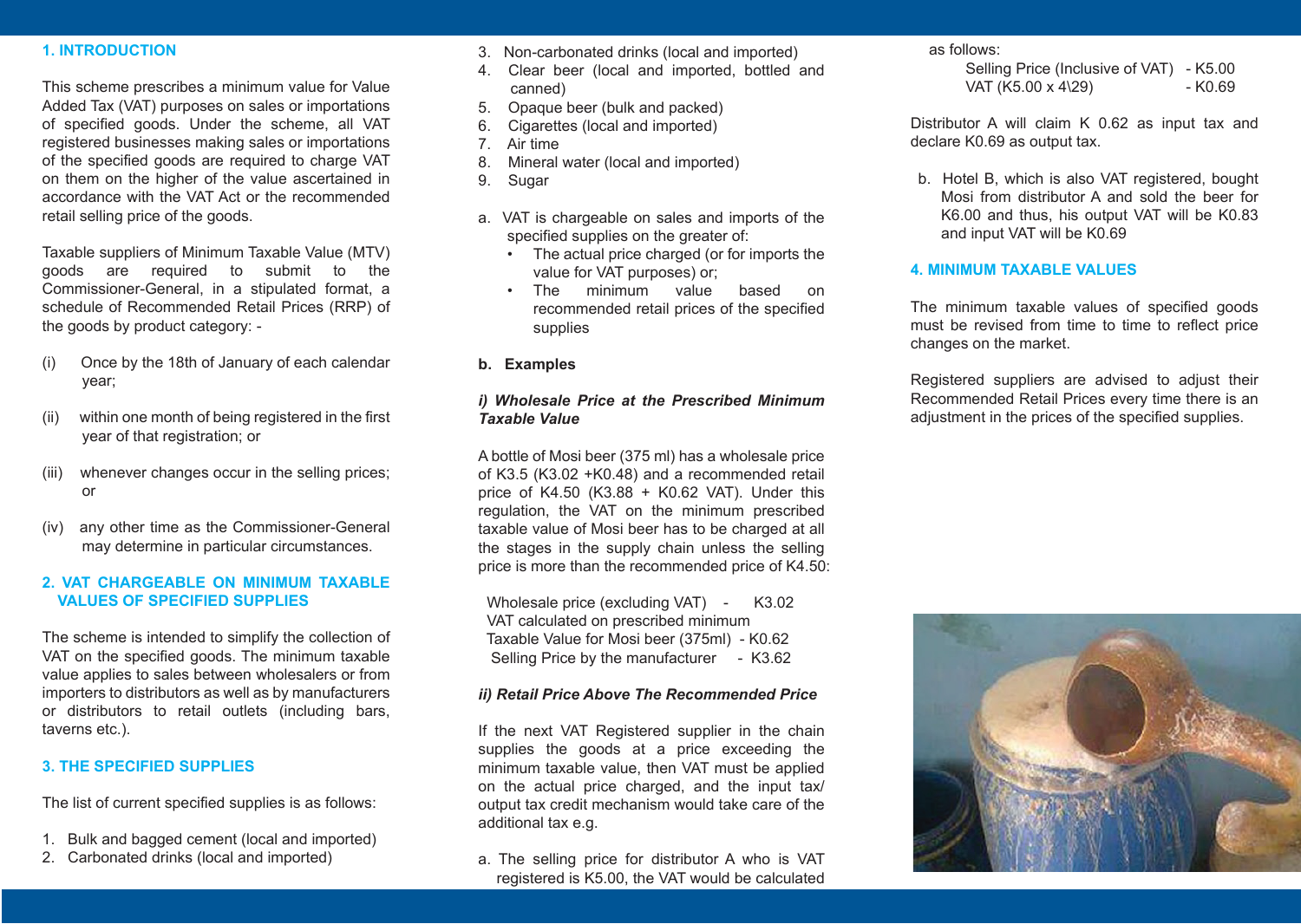## 1. INTRODUCTION

This scheme prescribes a minimum value for Value Added Tax (VAT) purposes on sales or importations of specified goods. Under the scheme, all VAT registered businesses making sales or importations of the specified goods are required to charge VAT on them on the higher of the value ascertained in accordance with the VAT Act or the recommended retail selling price of the goods.

Taxable suppliers of Minimum Taxable Value (MTV) goods are required to submit to the Commissioner-General, in a stipulated format, a schedule of Recommended Retail Prices (RRP) of the goods by product category: -

(i) Once by the 18th of January of each calendar year;

(ii) within one month of being registered in the first year of that registration; or

(iii) whenever changes occur in the selling prices; or

(iv) any other time as the Commissioner-General may determine in particular circumstances.

## 2. VAT CHARGEABLE ON MINIMUM TAXABLE VALUES OF SPECIFIED SUPPLIES

The scheme is intended to simplify the collection of VAT on the specified goods. The minimum taxable value applies to sales between wholesalers or from importers to distributors as well as by manufacturers or distributors to retail outlets (including bars, taverns etc.).

## 3. THE SPECIFIED SUPPLIES

The list of current specified supplies is as follows:

1. Bulk and bagged cement (local and imported)
2. Carbonated drinks (local and imported)
3. Non-carbonated drinks (local and imported)
4. Clear beer (local and imported, bottled and canned)
5. Opaque beer (bulk and packed)
6. Cigarettes (local and imported)
7. Air time
8. Mineral water (local and imported)
9. Sugar

a. VAT is chargeable on sales and imports of the specified supplies on the greater of:
   - The actual price charged (or for imports the value for VAT purposes) or;
   - The minimum value based on recommended retail prices of the specified supplies

**b. Examples**

***i) Wholesale Price at the Prescribed Minimum Taxable Value***

A bottle of Mosi beer (375 ml) has a wholesale price of K3.5 (K3.02 +K0.48) and a recommended retail price of K4.50 (K3.88 + K0.62 VAT). Under this regulation, the VAT on the minimum prescribed taxable value of Mosi beer has to be charged at all the stages in the supply chain unless the selling price is more than the recommended price of K4.50:

| | |
|---|---|
| Wholesale price (excluding VAT) | - K3.02 |
| VAT calculated on prescribed minimum Taxable Value for Mosi beer (375ml) | - K0.62 |
| Selling Price by the manufacturer | - K3.62 |

***ii) Retail Price Above The Recommended Price***

If the next VAT Registered supplier in the chain supplies the goods at a price exceeding the minimum taxable value, then VAT must be applied on the actual price charged, and the input tax/ output tax credit mechanism would take care of the additional tax e.g.

a. The selling price for distributor A who is VAT registered is K5.00, the VAT would be calculated as follows:

| | |
|---|---|
| Selling Price (Inclusive of VAT) | - K5.00 |
| VAT (K5.00 x 4\29) | - K0.69 |

Distributor A will claim K 0.62 as input tax and declare K0.69 as output tax.

b. Hotel B, which is also VAT registered, bought Mosi from distributor A and sold the beer for K6.00 and thus, his output VAT will be K0.83 and input VAT will be K0.69

## 4. MINIMUM TAXABLE VALUES

The minimum taxable values of specified goods must be revised from time to time to reflect price changes on the market.

Registered suppliers are advised to adjust their Recommended Retail Prices every time there is an adjustment in the prices of the specified supplies.